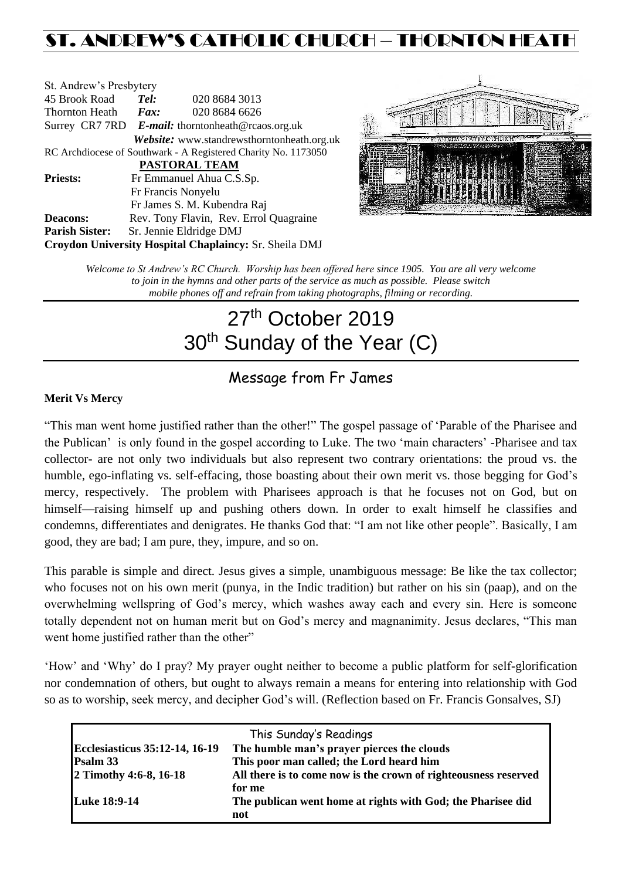# ST. ANDREW'S CATHOLIC CHURCH – THORNTON HEATH

St. Andrew's Presbytery
45 Brook Road **Tel:** 020 8684 3013
Thornton Heath **Fax:** 020 8684 6626
Surrey CR7 7RD **E-mail:** thorntonheath@rcaos.org.uk
**Website:** www.standrewsthorntonheath.org.uk
RC Archdiocese of Southwark - A Registered Charity No. 1173050

**PASTORAL TEAM**

**Priests:** Fr Emmanuel Ahua C.S.Sp.
Fr Francis Nonyelu
Fr James S. M. Kubendra Raj
**Deacons:** Rev. Tony Flavin, Rev. Errol Quagraine
**Parish Sister:** Sr. Jennie Eldridge DMJ
**Croydon University Hospital Chaplaincy:** Sr. Sheila DMJ

*Welcome to St Andrew's RC Church. Worship has been offered here since 1905. You are all very welcome to join in the hymns and other parts of the service as much as possible. Please switch mobile phones off and refrain from taking photographs, filming or recording.*

# 27th October 2019
# 30th Sunday of the Year (C)

## Message from Fr James

**Merit Vs Mercy**

"This man went home justified rather than the other!" The gospel passage of 'Parable of the Pharisee and the Publican' is only found in the gospel according to Luke. The two 'main characters' -Pharisee and tax collector- are not only two individuals but also represent two contrary orientations: the proud vs. the humble, ego-inflating vs. self-effacing, those boasting about their own merit vs. those begging for God's mercy, respectively. The problem with Pharisees approach is that he focuses not on God, but on himself—raising himself up and pushing others down. In order to exalt himself he classifies and condemns, differentiates and denigrates. He thanks God that: "I am not like other people". Basically, I am good, they are bad; I am pure, they, impure, and so on.

This parable is simple and direct. Jesus gives a simple, unambiguous message: Be like the tax collector; who focuses not on his own merit (punya, in the Indic tradition) but rather on his sin (paap), and on the overwhelming wellspring of God's mercy, which washes away each and every sin. Here is someone totally dependent not on human merit but on God's mercy and magnanimity. Jesus declares, "This man went home justified rather than the other"

'How' and 'Why' do I pray? My prayer ought neither to become a public platform for self-glorification nor condemnation of others, but ought to always remain a means for entering into relationship with God so as to worship, seek mercy, and decipher God's will. (Reflection based on Fr. Francis Gonsalves, SJ)

| This Sunday's Readings | |
|---|---|
| **Ecclesiasticus 35:12-14, 16-19** | **The humble man's prayer pierces the clouds** |
| **Psalm 33** | **This poor man called; the Lord heard him** |
| **2 Timothy 4:6-8, 16-18** | **All there is to come now is the crown of righteousness reserved for me** |
| **Luke 18:9-14** | **The publican went home at rights with God; the Pharisee did not** |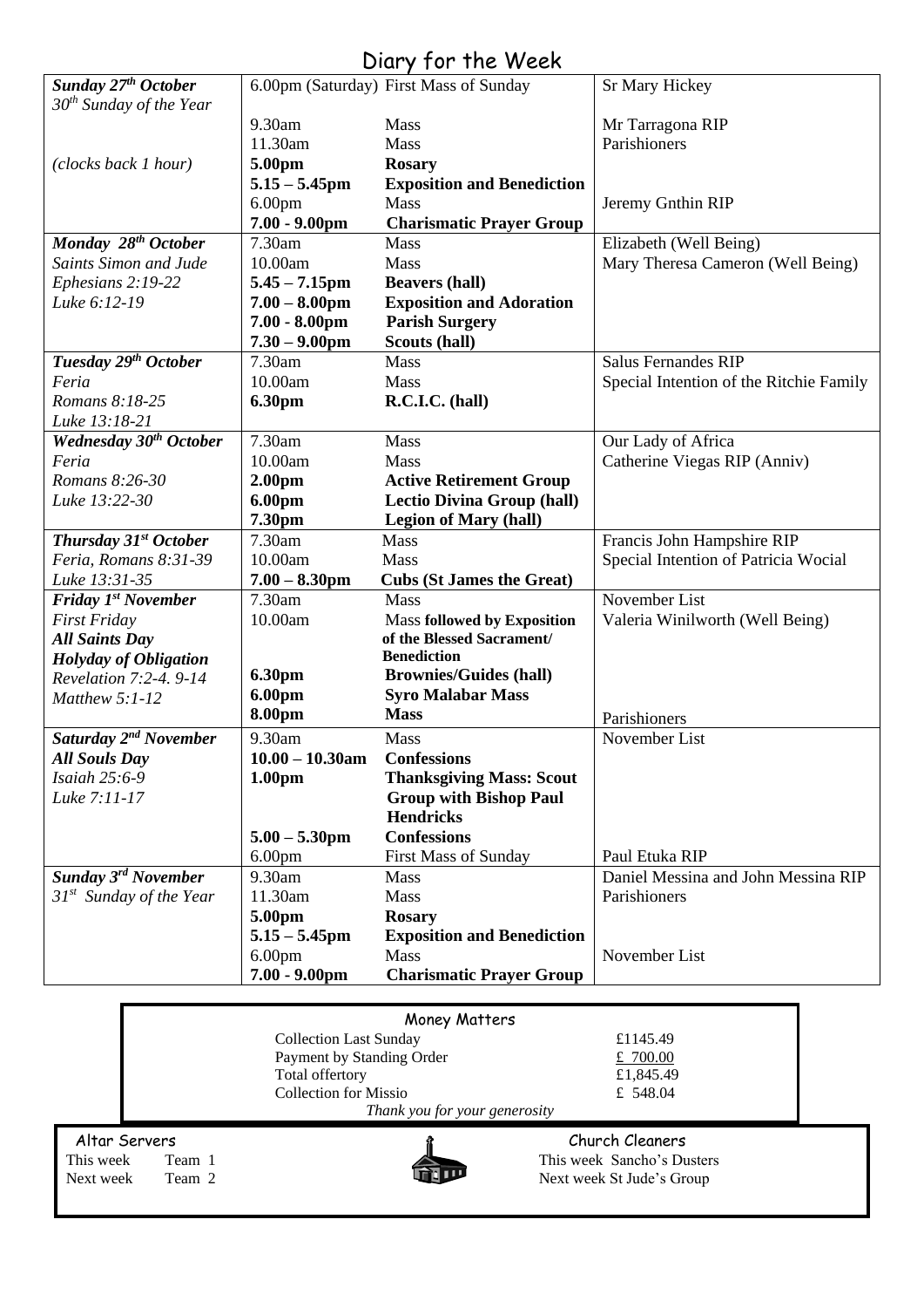# Diary for the Week

| | | | |
|---|---|---|---|
| ***Sunday 27th October*** *30th Sunday of the Year* | 6.00pm (Saturday) | First Mass of Sunday | Sr Mary Hickey |
| | 9.30am | Mass | Mr Tarragona RIP |
| | 11.30am | Mass | Parishioners |
| *(clocks back 1 hour)* | **5.00pm** | **Rosary** | |
| | **5.15 – 5.45pm** | **Exposition and Benediction** | |
| | 6.00pm | Mass | Jeremy Gnthin RIP |
| | **7.00 - 9.00pm** | **Charismatic Prayer Group** | |
| ***Monday 28th October*** *Saints Simon and Jude* | 7.30am | Mass | Elizabeth (Well Being) |
| *Ephesians 2:19-22* | 10.00am | Mass | Mary Theresa Cameron (Well Being) |
| *Luke 6:12-19* | **5.45 – 7.15pm** | **Beavers (hall)** | |
| | **7.00 – 8.00pm** | **Exposition and Adoration** | |
| | **7.00 - 8.00pm** | **Parish Surgery** | |
| | **7.30 – 9.00pm** | **Scouts (hall)** | |
| ***Tuesday 29th October*** *Feria* | 7.30am | Mass | Salus Fernandes RIP |
| *Romans 8:18-25* | 10.00am | Mass | Special Intention of the Ritchie Family |
| *Luke 13:18-21* | **6.30pm** | **R.C.I.C. (hall)** | |
| ***Wednesday 30th October*** *Feria* | 7.30am | Mass | Our Lady of Africa |
| *Romans 8:26-30* | 10.00am | Mass | Catherine Viegas RIP (Anniv) |
| *Luke 13:22-30* | **2.00pm** | **Active Retirement Group** | |
| | **6.00pm** | **Lectio Divina Group (hall)** | |
| | **7.30pm** | **Legion of Mary (hall)** | |
| ***Thursday 31st October*** *Feria, Romans 8:31-39* | 7.30am | Mass | Francis John Hampshire RIP |
| *Luke 13:31-35* | 10.00am | Mass | Special Intention of Patricia Wocial |
| | **7.00 – 8.30pm** | **Cubs (St James the Great)** | |
| ***Friday 1st November*** *First Friday* | 7.30am | Mass | November List |
| ***All Saints Day*** ***Holyday of Obligation*** | 10.00am | Mass **followed by Exposition of the Blessed Sacrament/ Benediction** | Valeria Winilworth (Well Being) |
| *Revelation 7:2-4. 9-14* | **6.30pm** | **Brownies/Guides (hall)** | |
| *Matthew 5:1-12* | **6.00pm** | **Syro Malabar Mass** | |
| | **8.00pm** | **Mass** | Parishioners |
| ***Saturday 2nd November*** ***All Souls Day*** | 9.30am | Mass | November List |
| *Isaiah 25:6-9* | **10.00 – 10.30am** | **Confessions** | |
| *Luke 7:11-17* | **1.00pm** | **Thanksgiving Mass: Scout Group with Bishop Paul Hendricks** | |
| | **5.00 – 5.30pm** | **Confessions** | |
| | 6.00pm | First Mass of Sunday | Paul Etuka RIP |
| ***Sunday 3rd November*** *31st Sunday of the Year* | 9.30am | Mass | Daniel Messina and John Messina RIP |
| | 11.30am | Mass | Parishioners |
| | **5.00pm** | **Rosary** | |
| | **5.15 – 5.45pm** | **Exposition and Benediction** | |
| | 6.00pm | Mass | November List |
| | **7.00 - 9.00pm** | **Charismatic Prayer Group** | |

## Money Matters

| | |
|---|---|
| Collection Last Sunday | £1145.49 |
| Payment by Standing Order | £ 700.00 |
| Total offertory | £1,845.49 |
| Collection for Missio | £ 548.04 |

*Thank you for your generosity*

**Altar Servers**

This week Team 1
Next week Team 2

**Church Cleaners**

This week Sancho's Dusters
Next week St Jude's Group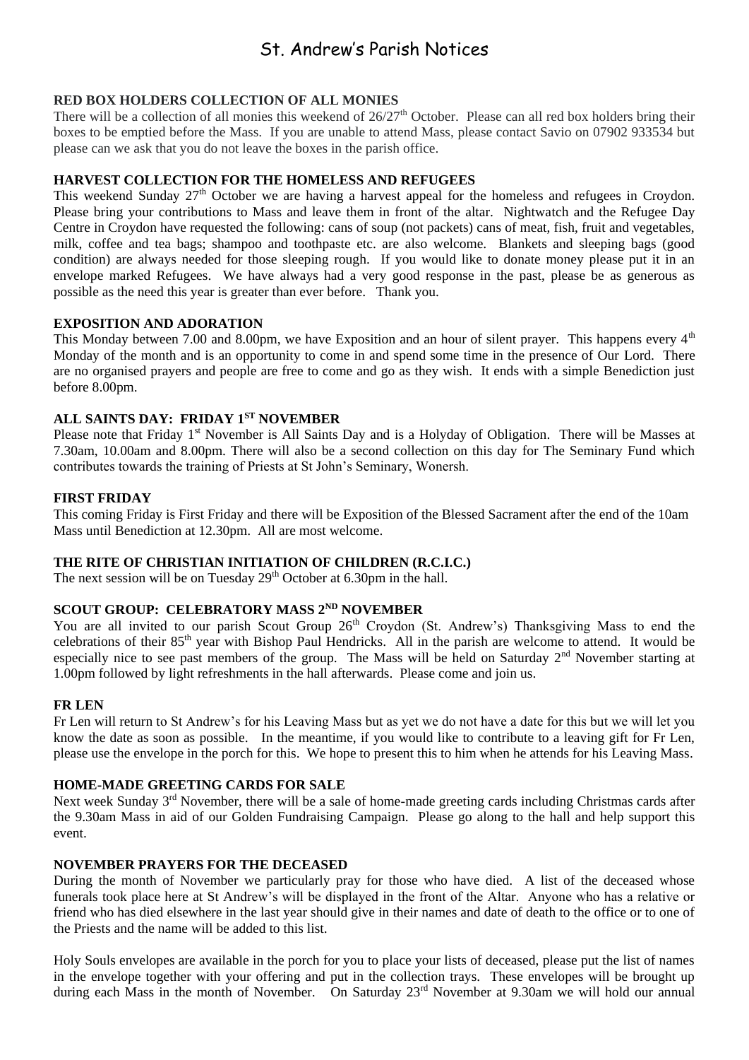# St. Andrew's Parish Notices

## RED BOX HOLDERS COLLECTION OF ALL MONIES

There will be a collection of all monies this weekend of 26/27th October. Please can all red box holders bring their boxes to be emptied before the Mass. If you are unable to attend Mass, please contact Savio on 07902 933534 but please can we ask that you do not leave the boxes in the parish office.

## HARVEST COLLECTION FOR THE HOMELESS AND REFUGEES

This weekend Sunday 27th October we are having a harvest appeal for the homeless and refugees in Croydon. Please bring your contributions to Mass and leave them in front of the altar. Nightwatch and the Refugee Day Centre in Croydon have requested the following: cans of soup (not packets) cans of meat, fish, fruit and vegetables, milk, coffee and tea bags; shampoo and toothpaste etc. are also welcome. Blankets and sleeping bags (good condition) are always needed for those sleeping rough. If you would like to donate money please put it in an envelope marked Refugees. We have always had a very good response in the past, please be as generous as possible as the need this year is greater than ever before. Thank you.

## EXPOSITION AND ADORATION

This Monday between 7.00 and 8.00pm, we have Exposition and an hour of silent prayer. This happens every 4th Monday of the month and is an opportunity to come in and spend some time in the presence of Our Lord. There are no organised prayers and people are free to come and go as they wish. It ends with a simple Benediction just before 8.00pm.

## ALL SAINTS DAY: FRIDAY 1ST NOVEMBER

Please note that Friday 1st November is All Saints Day and is a Holyday of Obligation. There will be Masses at 7.30am, 10.00am and 8.00pm. There will also be a second collection on this day for The Seminary Fund which contributes towards the training of Priests at St John's Seminary, Wonersh.

## FIRST FRIDAY

This coming Friday is First Friday and there will be Exposition of the Blessed Sacrament after the end of the 10am Mass until Benediction at 12.30pm. All are most welcome.

## THE RITE OF CHRISTIAN INITIATION OF CHILDREN (R.C.I.C.)

The next session will be on Tuesday 29th October at 6.30pm in the hall.

## SCOUT GROUP: CELEBRATORY MASS 2ND NOVEMBER

You are all invited to our parish Scout Group 26th Croydon (St. Andrew's) Thanksgiving Mass to end the celebrations of their 85th year with Bishop Paul Hendricks. All in the parish are welcome to attend. It would be especially nice to see past members of the group. The Mass will be held on Saturday 2nd November starting at 1.00pm followed by light refreshments in the hall afterwards. Please come and join us.

## FR LEN

Fr Len will return to St Andrew's for his Leaving Mass but as yet we do not have a date for this but we will let you know the date as soon as possible. In the meantime, if you would like to contribute to a leaving gift for Fr Len, please use the envelope in the porch for this. We hope to present this to him when he attends for his Leaving Mass.

## HOME-MADE GREETING CARDS FOR SALE

Next week Sunday 3rd November, there will be a sale of home-made greeting cards including Christmas cards after the 9.30am Mass in aid of our Golden Fundraising Campaign. Please go along to the hall and help support this event.

## NOVEMBER PRAYERS FOR THE DECEASED

During the month of November we particularly pray for those who have died. A list of the deceased whose funerals took place here at St Andrew's will be displayed in the front of the Altar. Anyone who has a relative or friend who has died elsewhere in the last year should give in their names and date of death to the office or to one of the Priests and the name will be added to this list.

Holy Souls envelopes are available in the porch for you to place your lists of deceased, please put the list of names in the envelope together with your offering and put in the collection trays. These envelopes will be brought up during each Mass in the month of November. On Saturday 23rd November at 9.30am we will hold our annual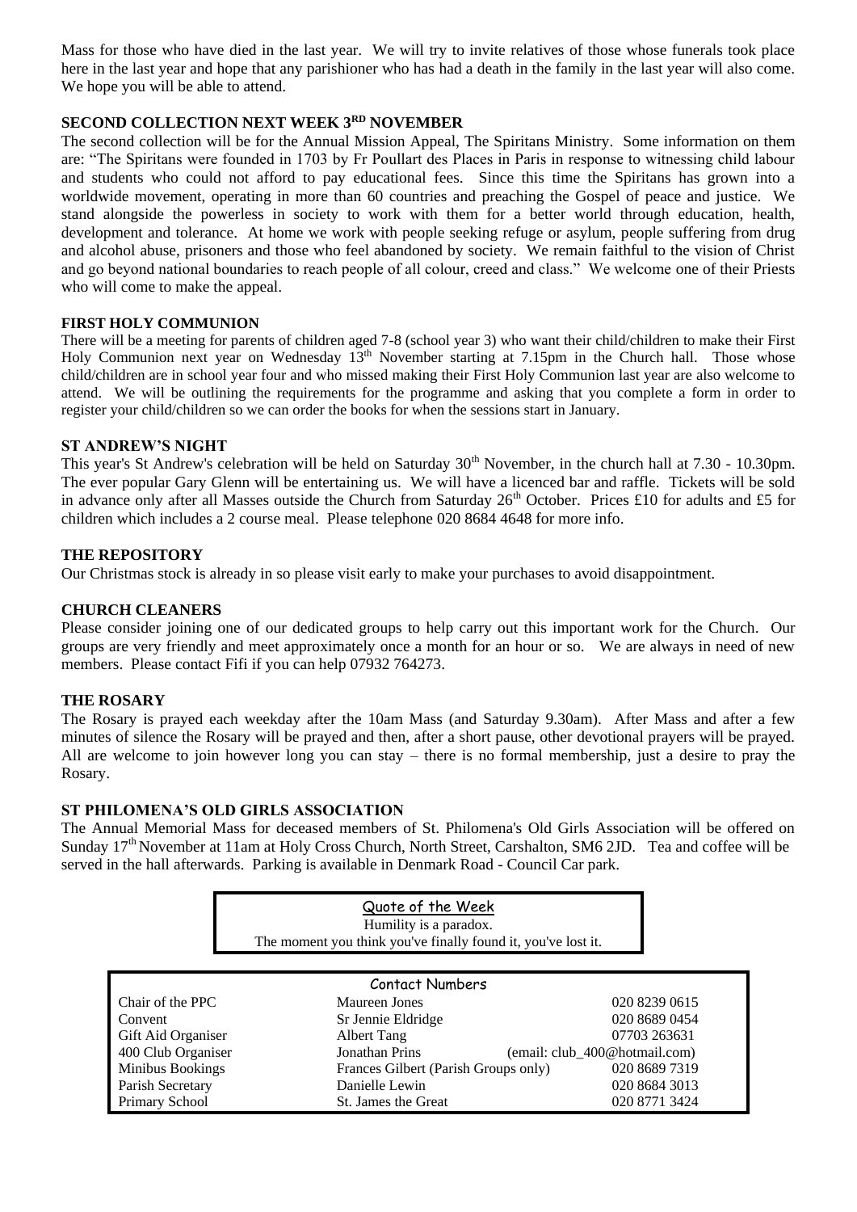Mass for those who have died in the last year. We will try to invite relatives of those whose funerals took place here in the last year and hope that any parishioner who has had a death in the family in the last year will also come. We hope you will be able to attend.

**SECOND COLLECTION NEXT WEEK 3RD NOVEMBER**

The second collection will be for the Annual Mission Appeal, The Spiritans Ministry. Some information on them are: "The Spiritans were founded in 1703 by Fr Poullart des Places in Paris in response to witnessing child labour and students who could not afford to pay educational fees. Since this time the Spiritans has grown into a worldwide movement, operating in more than 60 countries and preaching the Gospel of peace and justice. We stand alongside the powerless in society to work with them for a better world through education, health, development and tolerance. At home we work with people seeking refuge or asylum, people suffering from drug and alcohol abuse, prisoners and those who feel abandoned by society. We remain faithful to the vision of Christ and go beyond national boundaries to reach people of all colour, creed and class." We welcome one of their Priests who will come to make the appeal.

**FIRST HOLY COMMUNION**

There will be a meeting for parents of children aged 7-8 (school year 3) who want their child/children to make their First Holy Communion next year on Wednesday 13th November starting at 7.15pm in the Church hall. Those whose child/children are in school year four and who missed making their First Holy Communion last year are also welcome to attend. We will be outlining the requirements for the programme and asking that you complete a form in order to register your child/children so we can order the books for when the sessions start in January.

**ST ANDREW'S NIGHT**

This year's St Andrew's celebration will be held on Saturday 30th November, in the church hall at 7.30 - 10.30pm. The ever popular Gary Glenn will be entertaining us. We will have a licenced bar and raffle. Tickets will be sold in advance only after all Masses outside the Church from Saturday 26th October. Prices £10 for adults and £5 for children which includes a 2 course meal. Please telephone 020 8684 4648 for more info.

**THE REPOSITORY**

Our Christmas stock is already in so please visit early to make your purchases to avoid disappointment.

**CHURCH CLEANERS**

Please consider joining one of our dedicated groups to help carry out this important work for the Church. Our groups are very friendly and meet approximately once a month for an hour or so. We are always in need of new members. Please contact Fifi if you can help 07932 764273.

**THE ROSARY**

The Rosary is prayed each weekday after the 10am Mass (and Saturday 9.30am). After Mass and after a few minutes of silence the Rosary will be prayed and then, after a short pause, other devotional prayers will be prayed. All are welcome to join however long you can stay – there is no formal membership, just a desire to pray the Rosary.

**ST PHILOMENA'S OLD GIRLS ASSOCIATION**

The Annual Memorial Mass for deceased members of St. Philomena's Old Girls Association will be offered on Sunday 17th November at 11am at Holy Cross Church, North Street, Carshalton, SM6 2JD. Tea and coffee will be served in the hall afterwards. Parking is available in Denmark Road - Council Car park.

Quote of the Week

Humility is a paradox.
The moment you think you've finally found it, you've lost it.

Contact Numbers

| | | |
|---|---|---|
| Chair of the PPC | Maureen Jones | 020 8239 0615 |
| Convent | Sr Jennie Eldridge | 020 8689 0454 |
| Gift Aid Organiser | Albert Tang | 07703 263631 |
| 400 Club Organiser | Jonathan Prins | (email: club_400@hotmail.com) |
| Minibus Bookings | Frances Gilbert (Parish Groups only) | 020 8689 7319 |
| Parish Secretary | Danielle Lewin | 020 8684 3013 |
| Primary School | St. James the Great | 020 8771 3424 |